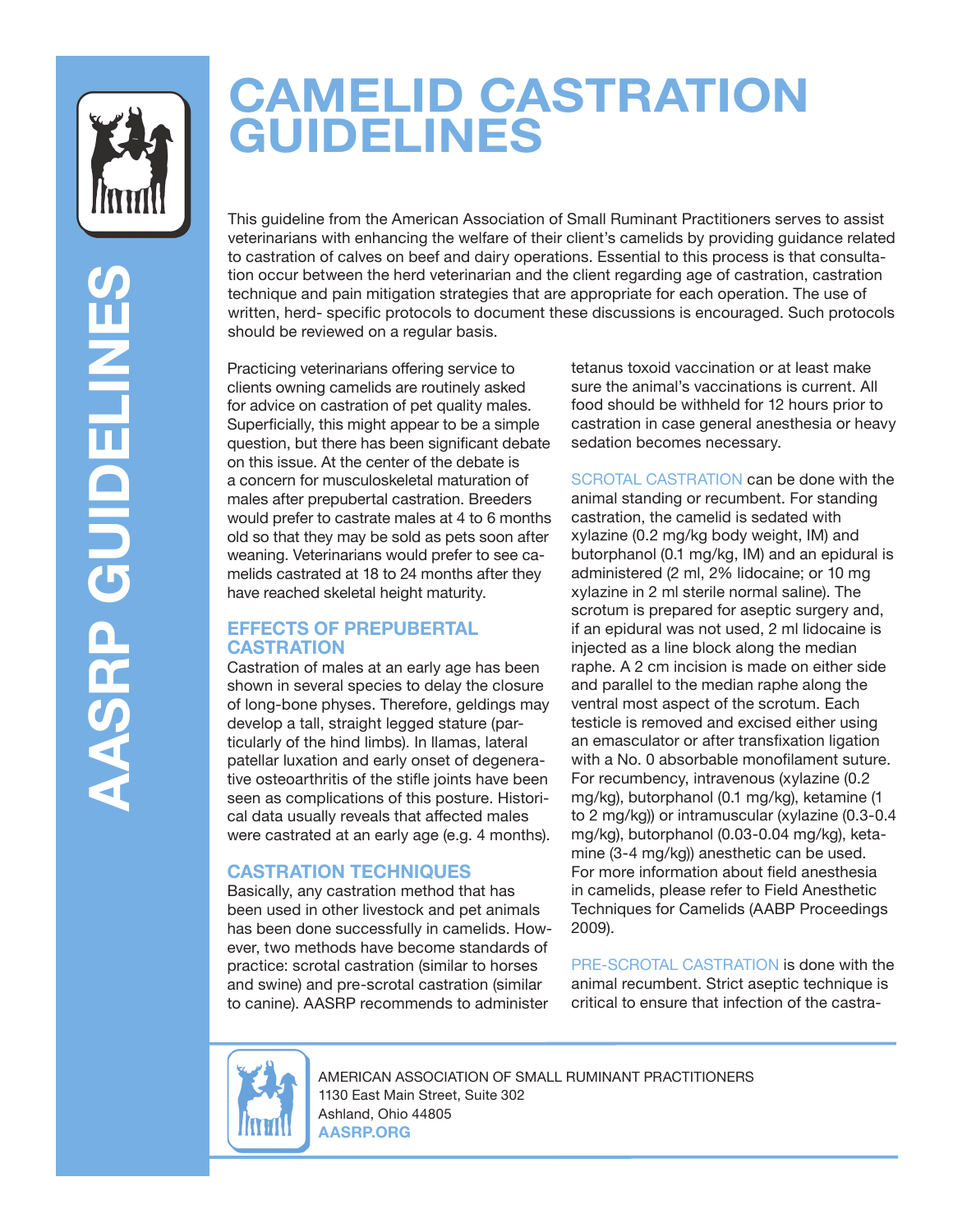# CAMELID CASTRATION GUIDELINES

This guideline from the American Association of Small Ruminant Practitioners serves to assist veterinarians with enhancing the welfare of their client's camelids by providing guidance related to castration of calves on beef and dairy operations. Essential to this process is that consultation occur between the herd veterinarian and the client regarding age of castration, castration technique and pain mitigation strategies that are appropriate for each operation. The use of written, herd- specific protocols to document these discussions is encouraged. Such protocols should be reviewed on a regular basis.

Practicing veterinarians offering service to clients owning camelids are routinely asked for advice on castration of pet quality males. Superficially, this might appear to be a simple question, but there has been significant debate on this issue. At the center of the debate is a concern for musculoskeletal maturation of males after prepubertal castration. Breeders would prefer to castrate males at 4 to 6 months old so that they may be sold as pets soon after weaning. Veterinarians would prefer to see camelids castrated at 18 to 24 months after they have reached skeletal height maturity.

## EFFECTS OF PREPUBERTAL CASTRATION

Castration of males at an early age has been shown in several species to delay the closure of long-bone physes. Therefore, geldings may develop a tall, straight legged stature (particularly of the hind limbs). In llamas, lateral patellar luxation and early onset of degenerative osteoarthritis of the stifle joints have been seen as complications of this posture. Historical data usually reveals that affected males were castrated at an early age (e.g. 4 months).

## CASTRATION TECHNIQUES

Basically, any castration method that has been used in other livestock and pet animals has been done successfully in camelids. However, two methods have become standards of practice: scrotal castration (similar to horses and swine) and pre-scrotal castration (similar to canine). AASRP recommends to administer tetanus toxoid vaccination or at least make sure the animal's vaccinations is current. All food should be withheld for 12 hours prior to castration in case general anesthesia or heavy sedation becomes necessary.

SCROTAL CASTRATION can be done with the animal standing or recumbent. For standing castration, the camelid is sedated with xylazine (0.2 mg/kg body weight, IM) and butorphanol (0.1 mg/kg, IM) and an epidural is administered (2 ml, 2% lidocaine; or 10 mg xylazine in 2 ml sterile normal saline). The scrotum is prepared for aseptic surgery and, if an epidural was not used, 2 ml lidocaine is injected as a line block along the median raphe. A 2 cm incision is made on either side and parallel to the median raphe along the ventral most aspect of the scrotum. Each testicle is removed and excised either using an emasculator or after transfixation ligation with a No. 0 absorbable monofilament suture. For recumbency, intravenous (xylazine (0.2 mg/kg), butorphanol (0.1 mg/kg), ketamine (1 to 2 mg/kg)) or intramuscular (xylazine (0.3-0.4 mg/kg), butorphanol (0.03-0.04 mg/kg), ketamine (3-4 mg/kg)) anesthetic can be used. For more information about field anesthesia in camelids, please refer to Field Anesthetic Techniques for Camelids (AABP Proceedings 2009).

PRE-SCROTAL CASTRATION is done with the animal recumbent. Strict aseptic technique is critical to ensure that infection of the castra-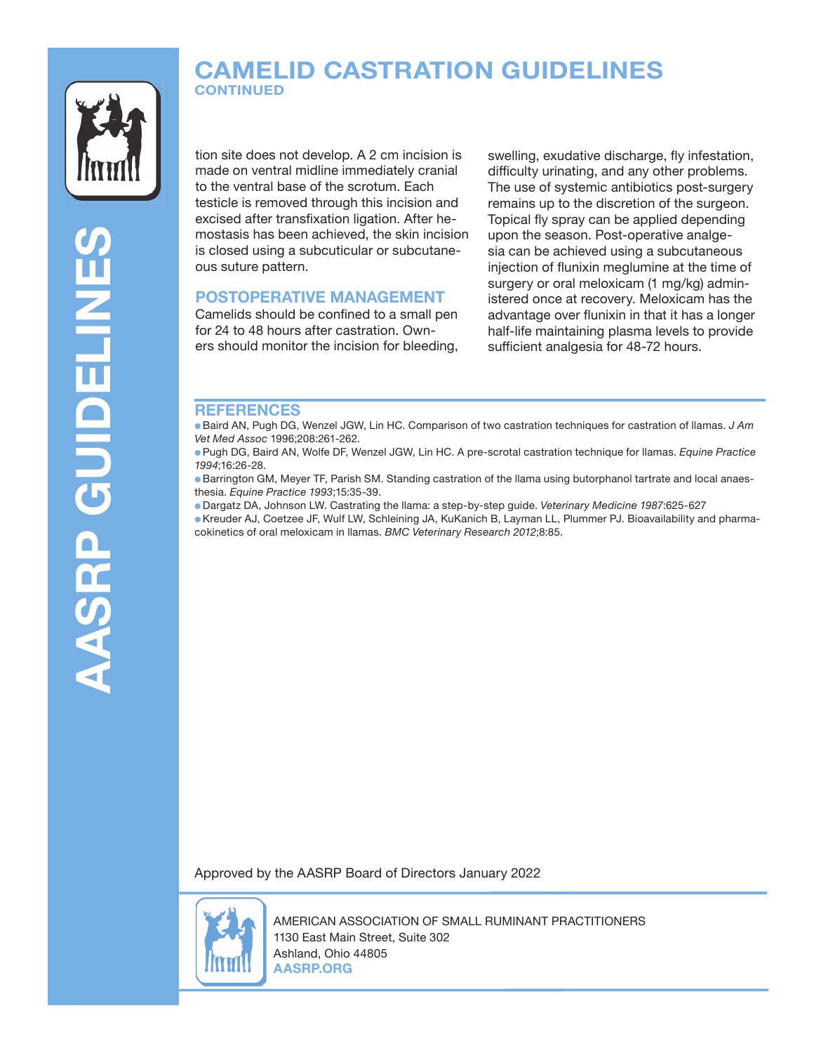tion site does not develop. A 2 cm incision is made on ventral midline immediately cranial to the ventral base of the scrotum. Each testicle is removed through this incision and excised after transfixation ligation. After hemostasis has been achieved, the skin incision is closed using a subcuticular or subcutaneous suture pattern.

## POSTOPERATIVE MANAGEMENT

Camelids should be confined to a small pen for 24 to 48 hours after castration. Owners should monitor the incision for bleeding, swelling, exudative discharge, fly infestation, difficulty urinating, and any other problems. The use of systemic antibiotics post-surgery remains up to the discretion of the surgeon. Topical fly spray can be applied depending upon the season. Post-operative analgesia can be achieved using a subcutaneous injection of flunixin meglumine at the time of surgery or oral meloxicam (1 mg/kg) administered once at recovery. Meloxicam has the advantage over flunixin in that it has a longer half-life maintaining plasma levels to provide sufficient analgesia for 48-72 hours.

## REFERENCES

- Baird AN, Pugh DG, Wenzel JGW, Lin HC. Comparison of two castration techniques for castration of llamas. *J Am Vet Med Assoc* 1996;208:261-262.
- Pugh DG, Baird AN, Wolfe DF, Wenzel JGW, Lin HC. A pre-scrotal castration technique for llamas. *Equine Practice 1994*;16:26-28.
- Barrington GM, Meyer TF, Parish SM. Standing castration of the llama using butorphanol tartrate and local anaesthesia. *Equine Practice 1993*;15:35-39.
- Dargatz DA, Johnson LW. Castrating the llama: a step-by-step guide. *Veterinary Medicine 1987*:625-627
- Kreuder AJ, Coetzee JF, Wulf LW, Schleining JA, KuKanich B, Layman LL, Plummer PJ. Bioavailability and pharmacokinetics of oral meloxicam in llamas. *BMC Veterinary Research 2012*;8:85.

Approved by the AASRP Board of Directors January 2022

AMERICAN ASSOCIATION OF SMALL RUMINANT PRACTITIONERS
1130 East Main Street, Suite 302
Ashland, Ohio 44805
**AASRP.ORG**